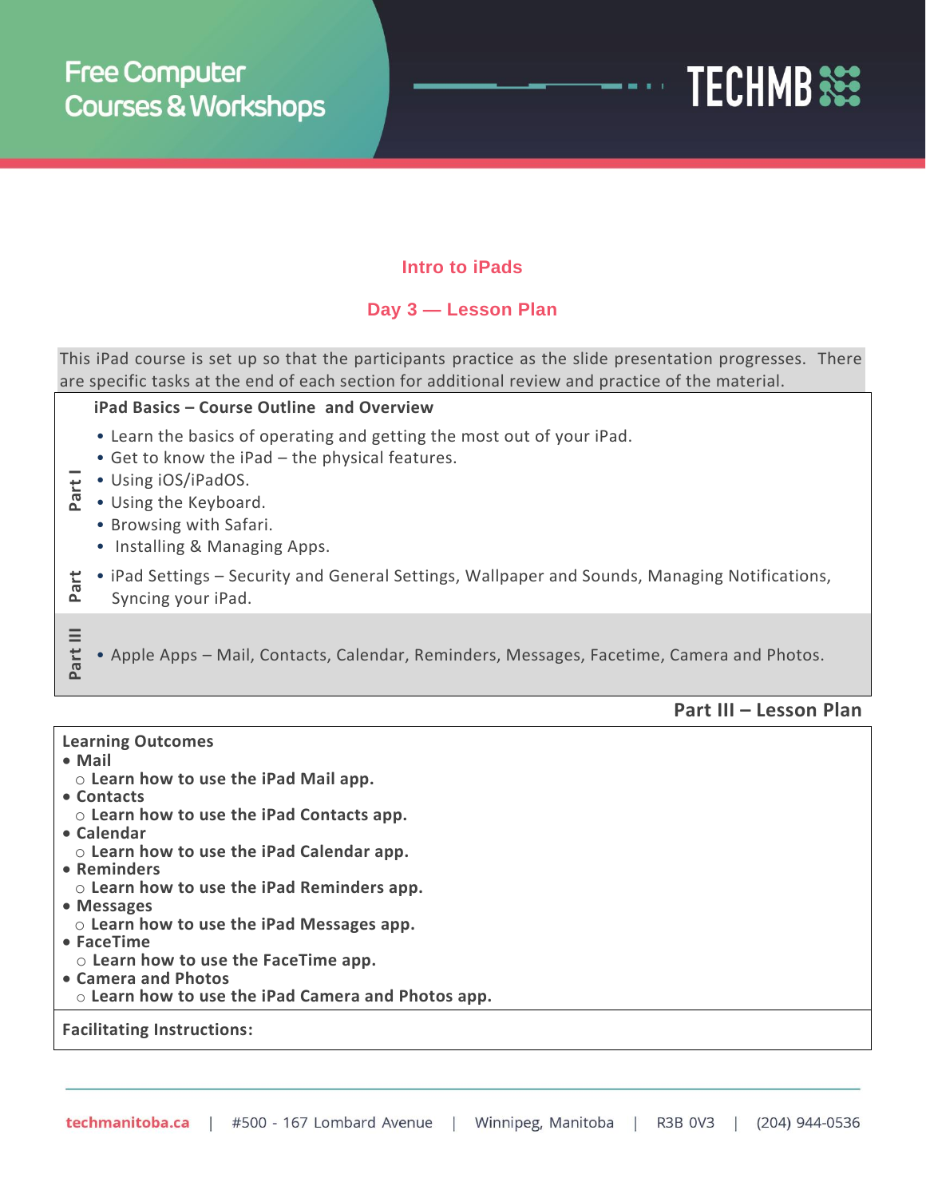Free Computer Courses & Workshops

TECHMB

## Intro to iPads

### Day 3 — Lesson Plan

This iPad course is set up so that the participants practice as the slide presentation progresses. There are specific tasks at the end of each section for additional review and practice of the material.

| | iPad Basics – Course Outline and Overview |
|---|---|
| Part I | • Learn the basics of operating and getting the most out of your iPad.<br>• Get to know the iPad – the physical features.<br>• Using iOS/iPadOS.<br>• Using the Keyboard.<br>• Browsing with Safari.<br>• Installing & Managing Apps. |
| Part | • iPad Settings – Security and General Settings, Wallpaper and Sounds, Managing Notifications, Syncing your iPad. |
| Part III | • Apple Apps – Mail, Contacts, Calendar, Reminders, Messages, Facetime, Camera and Photos. |

**Part III – Lesson Plan**

**Learning Outcomes**

- **Mail**
  - **Learn how to use the iPad Mail app.**
- **Contacts**
  - **Learn how to use the iPad Contacts app.**
- **Calendar**
  - **Learn how to use the iPad Calendar app.**
- **Reminders**
  - **Learn how to use the iPad Reminders app.**
- **Messages**
  - **Learn how to use the iPad Messages app.**
- **FaceTime**
  - **Learn how to use the FaceTime app.**
- **Camera and Photos**
  - **Learn how to use the iPad Camera and Photos app.**

**Facilitating Instructions:**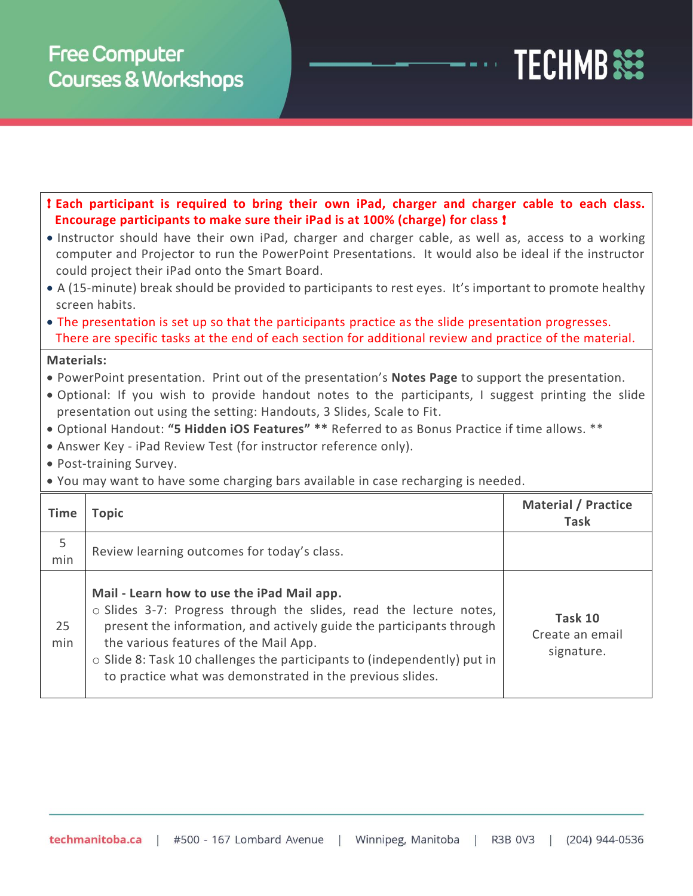**❗ Each participant is required to bring their own iPad, charger and charger cable to each class. Encourage participants to make sure their iPad is at 100% (charge) for class ❗**

- Instructor should have their own iPad, charger and charger cable, as well as, access to a working computer and Projector to run the PowerPoint Presentations. It would also be ideal if the instructor could project their iPad onto the Smart Board.
- A (15-minute) break should be provided to participants to rest eyes. It's important to promote healthy screen habits.
- The presentation is set up so that the participants practice as the slide presentation progresses. There are specific tasks at the end of each section for additional review and practice of the material.

**Materials:**

- PowerPoint presentation. Print out of the presentation's **Notes Page** to support the presentation.
- Optional: If you wish to provide handout notes to the participants, I suggest printing the slide presentation out using the setting: Handouts, 3 Slides, Scale to Fit.
- Optional Handout: **"5 Hidden iOS Features" \*\*** Referred to as Bonus Practice if time allows. \*\*
- Answer Key - iPad Review Test (for instructor reference only).
- Post-training Survey.
- You may want to have some charging bars available in case recharging is needed.

| Time | Topic | Material / Practice Task |
|---|---|---|
| 5 min | Review learning outcomes for today's class. | |
| 25 min | **Mail - Learn how to use the iPad Mail app.**<br>○ Slides 3-7: Progress through the slides, read the lecture notes, present the information, and actively guide the participants through the various features of the Mail App.<br>○ Slide 8: Task 10 challenges the participants to (independently) put in to practice what was demonstrated in the previous slides. | **Task 10**<br>Create an email signature. |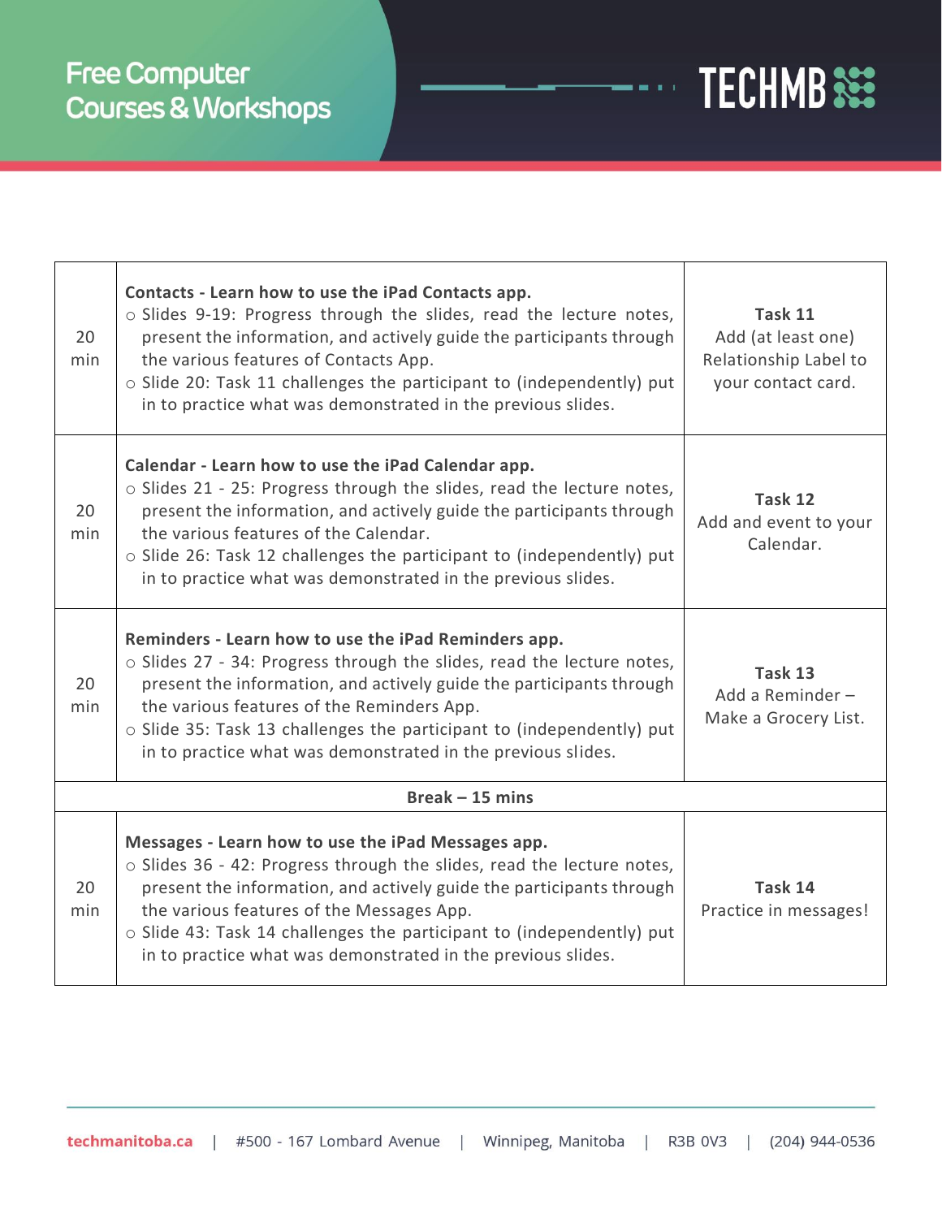| | | |
|---|---|---|
| 20 min | **Contacts - Learn how to use the iPad Contacts app.**<br>○ Slides 9-19: Progress through the slides, read the lecture notes, present the information, and actively guide the participants through the various features of Contacts App.<br>○ Slide 20: Task 11 challenges the participant to (independently) put in to practice what was demonstrated in the previous slides. | **Task 11**<br>Add (at least one) Relationship Label to your contact card. |
| 20 min | **Calendar - Learn how to use the iPad Calendar app.**<br>○ Slides 21 - 25: Progress through the slides, read the lecture notes, present the information, and actively guide the participants through the various features of the Calendar.<br>○ Slide 26: Task 12 challenges the participant to (independently) put in to practice what was demonstrated in the previous slides. | **Task 12**<br>Add and event to your Calendar. |
| 20 min | **Reminders - Learn how to use the iPad Reminders app.**<br>○ Slides 27 - 34: Progress through the slides, read the lecture notes, present the information, and actively guide the participants through the various features of the Reminders App.<br>○ Slide 35: Task 13 challenges the participant to (independently) put in to practice what was demonstrated in the previous slides. | **Task 13**<br>Add a Reminder – Make a Grocery List. |
| **Break – 15 mins** | | |
| 20 min | **Messages - Learn how to use the iPad Messages app.**<br>○ Slides 36 - 42: Progress through the slides, read the lecture notes, present the information, and actively guide the participants through the various features of the Messages App.<br>○ Slide 43: Task 14 challenges the participant to (independently) put in to practice what was demonstrated in the previous slides. | **Task 14**<br>Practice in messages! |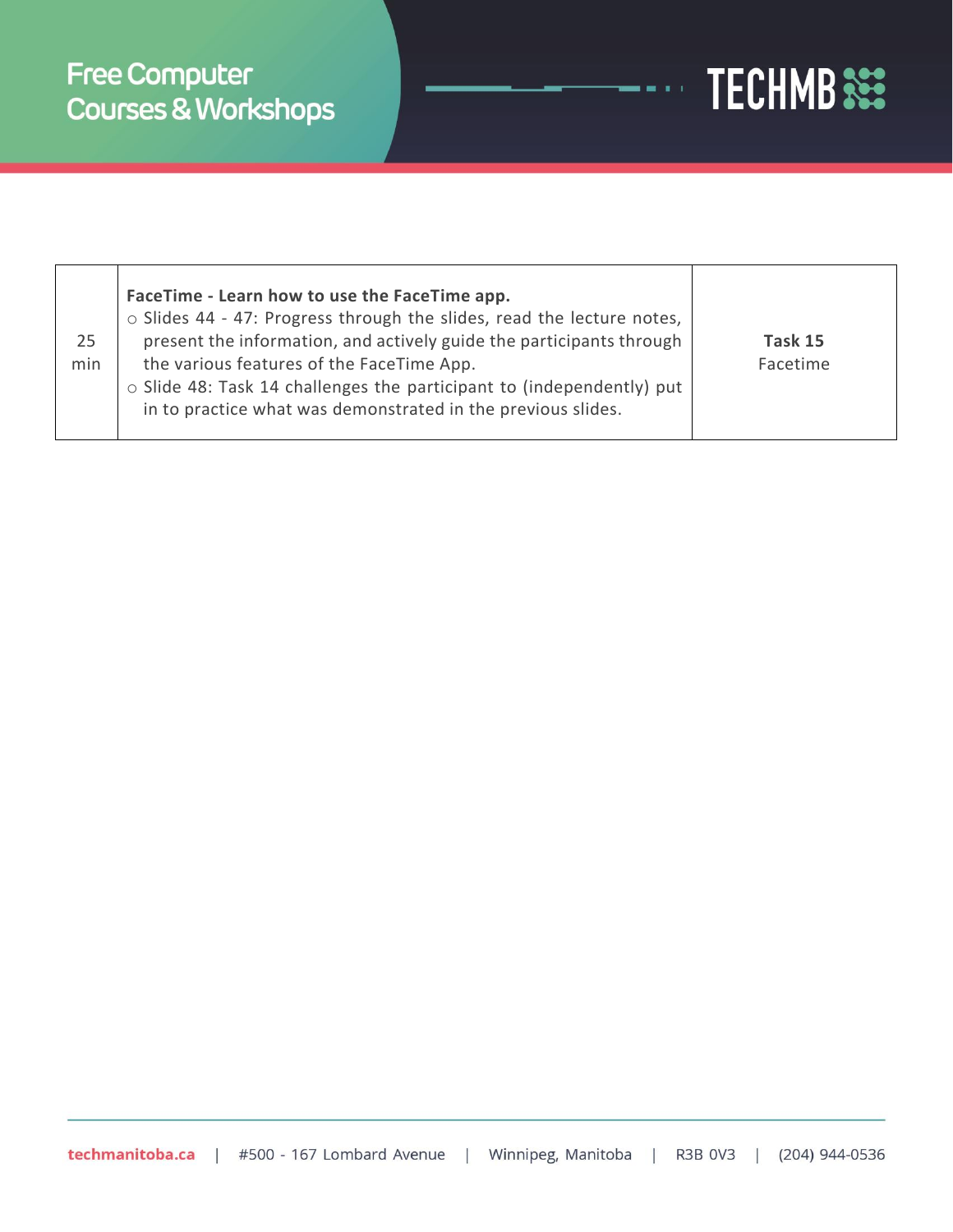| | | |
|---|---|---|
| 25 min | **FaceTime - Learn how to use the FaceTime app.**<br>○ Slides 44 - 47: Progress through the slides, read the lecture notes, present the information, and actively guide the participants through the various features of the FaceTime App.<br>○ Slide 48: Task 14 challenges the participant to (independently) put in to practice what was demonstrated in the previous slides. | **Task 15**<br>Facetime |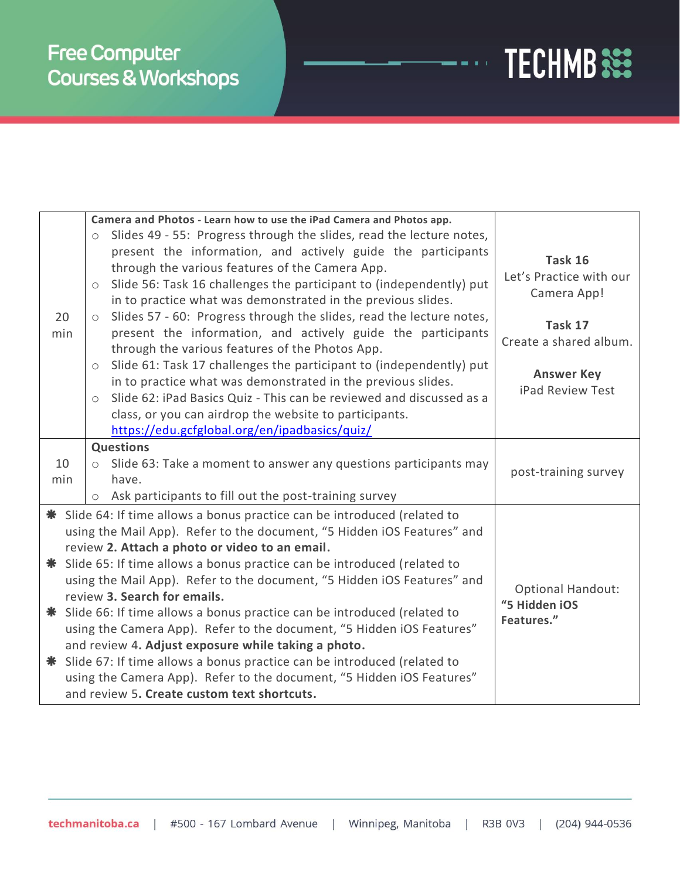| | | |
|---|---|---|
| 20 min | **Camera and Photos - Learn how to use the iPad Camera and Photos app.**<br>○ Slides 49 - 55: Progress through the slides, read the lecture notes, present the information, and actively guide the participants through the various features of the Camera App.<br>○ Slide 56: Task 16 challenges the participant to (independently) put in to practice what was demonstrated in the previous slides.<br>○ Slides 57 - 60: Progress through the slides, read the lecture notes, present the information, and actively guide the participants through the various features of the Photos App.<br>○ Slide 61: Task 17 challenges the participant to (independently) put in to practice what was demonstrated in the previous slides.<br>○ Slide 62: iPad Basics Quiz - This can be reviewed and discussed as a class, or you can airdrop the website to participants. [https://edu.gcfglobal.org/en/ipadbasics/quiz/](https://edu.gcfglobal.org/en/ipadbasics/quiz/) | **Task 16**<br>Let's Practice with our Camera App!<br><br>**Task 17**<br>Create a shared album.<br><br>**Answer Key**<br>iPad Review Test |
| 10 min | **Questions**<br>○ Slide 63: Take a moment to answer any questions participants may have.<br>○ Ask participants to fill out the post-training survey | post-training survey |
| ✱ Slide 64: If time allows a bonus practice can be introduced (related to using the Mail App). Refer to the document, "5 Hidden iOS Features" and review **2. Attach a photo or video to an email.**<br>✱ Slide 65: If time allows a bonus practice can be introduced (related to using the Mail App). Refer to the document, "5 Hidden iOS Features" and review **3. Search for emails.**<br>✱ Slide 66: If time allows a bonus practice can be introduced (related to using the Camera App). Refer to the document, "5 Hidden iOS Features" and review 4**. Adjust exposure while taking a photo.**<br>✱ Slide 67: If time allows a bonus practice can be introduced (related to using the Camera App). Refer to the document, "5 Hidden iOS Features" and review 5**. Create custom text shortcuts.** | | Optional Handout: **"5 Hidden iOS Features."** |